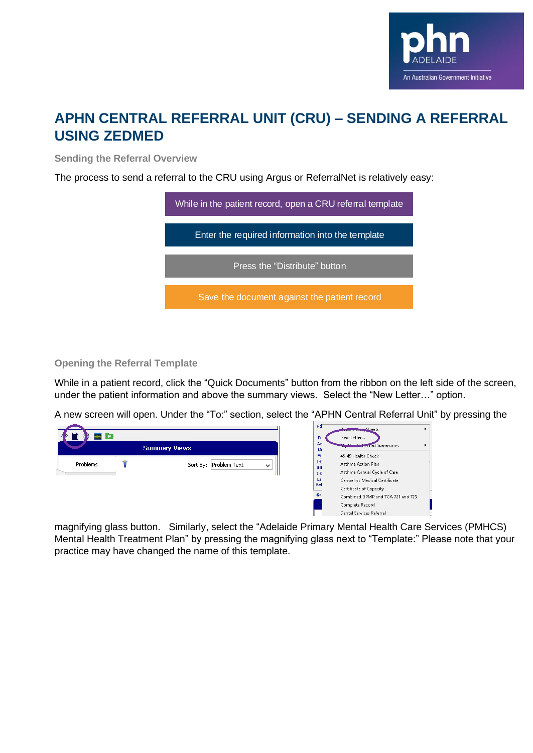# APHN CENTRAL REFERRAL UNIT (CRU) – SENDING A REFERRAL USING ZEDMED

### Sending the Referral Overview

The process to send a referral to the CRU using Argus or ReferralNet is relatively easy:

- While in the patient record, open a CRU referral template
- Enter the required information into the template
- Press the “Distribute” button
- Save the document against the patient record

### Opening the Referral Template

While in a patient record, click the “Quick Documents” button from the ribbon on the left side of the screen, under the patient information and above the summary views. Select the “New Letter…” option.

A new screen will open. Under the “To:” section, select the “APHN Central Referral Unit” by pressing the magnifying glass button. Similarly, select the “Adelaide Primary Mental Health Care Services (PMHCS) Mental Health Treatment Plan” by pressing the magnifying glass next to “Template:” Please note that your practice may have changed the name of this template.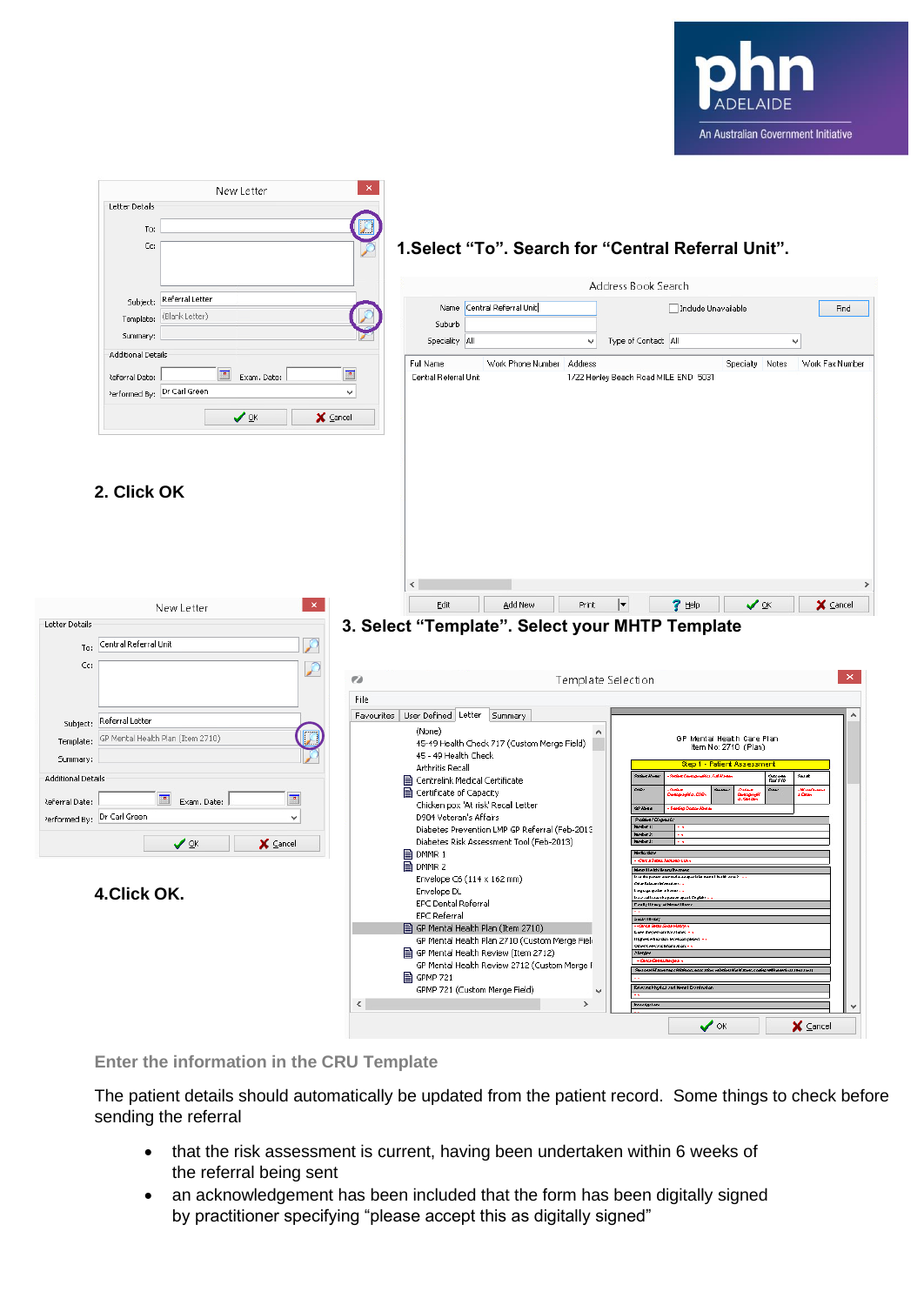1.Select "To". Search for "Central Referral Unit".

2. Click OK

3. Select "Template". Select your MHTP Template

4.Click OK.

**Enter the information in the CRU Template**

The patient details should automatically be updated from the patient record. Some things to check before sending the referral

- that the risk assessment is current, having been undertaken within 6 weeks of the referral being sent
- an acknowledgement has been included that the form has been digitally signed by practitioner specifying "please accept this as digitally signed"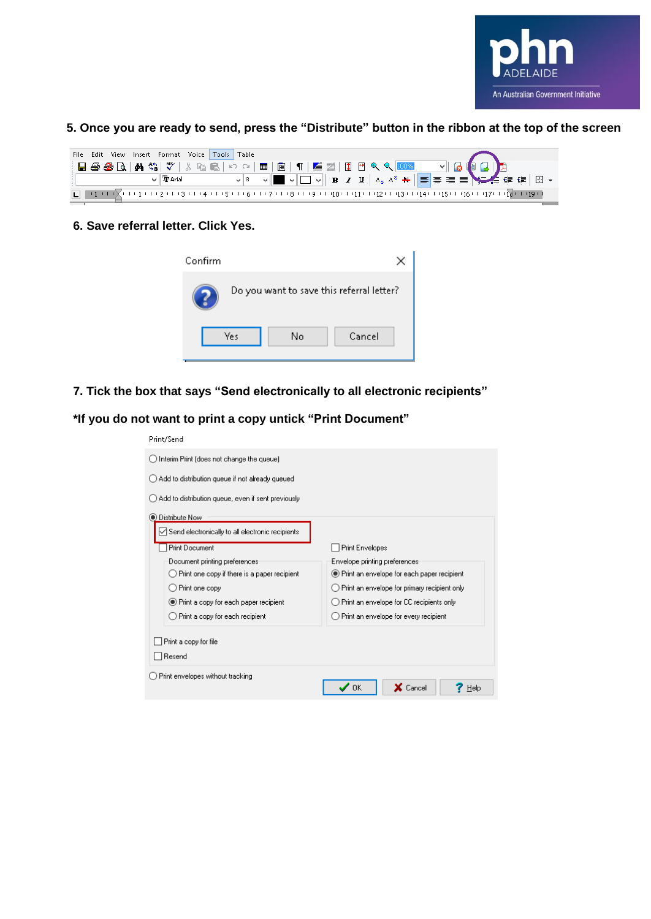5. **Once you are ready to send, press the “Distribute” button in the ribbon at the top of the screen**

6. **Save referral letter. Click Yes.**

7. **Tick the box that says “Send electronically to all electronic recipients”**

**\*If you do not want to print a copy untick “Print Document”**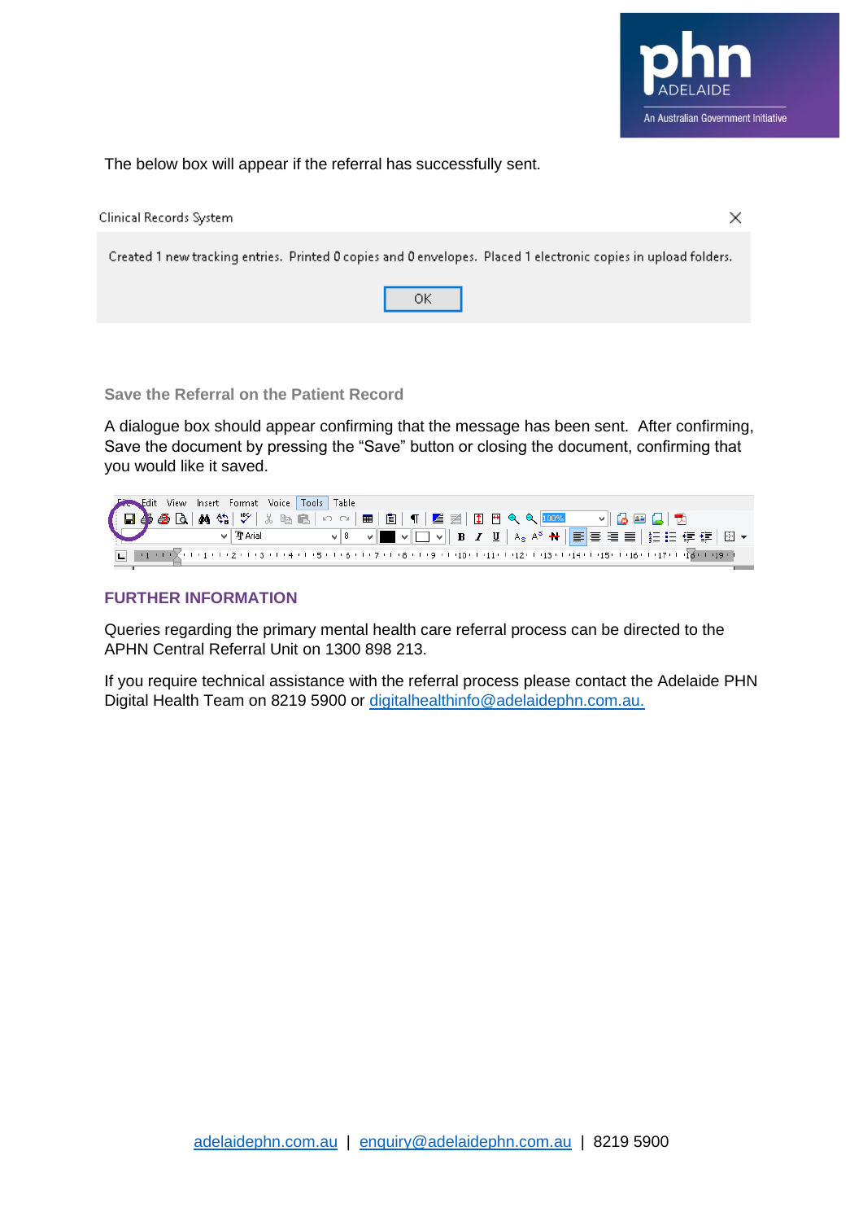The below box will appear if the referral has successfully sent.

Clinical Records System

Created 1 new tracking entries. Printed 0 copies and 0 envelopes. Placed 1 electronic copies in upload folders.

OK

### Save the Referral on the Patient Record

A dialogue box should appear confirming that the message has been sent. After confirming, Save the document by pressing the "Save" button or closing the document, confirming that you would like it saved.

## FURTHER INFORMATION

Queries regarding the primary mental health care referral process can be directed to the APHN Central Referral Unit on 1300 898 213.

If you require technical assistance with the referral process please contact the Adelaide PHN Digital Health Team on 8219 5900 or digitalhealthinfo@adelaidephn.com.au.